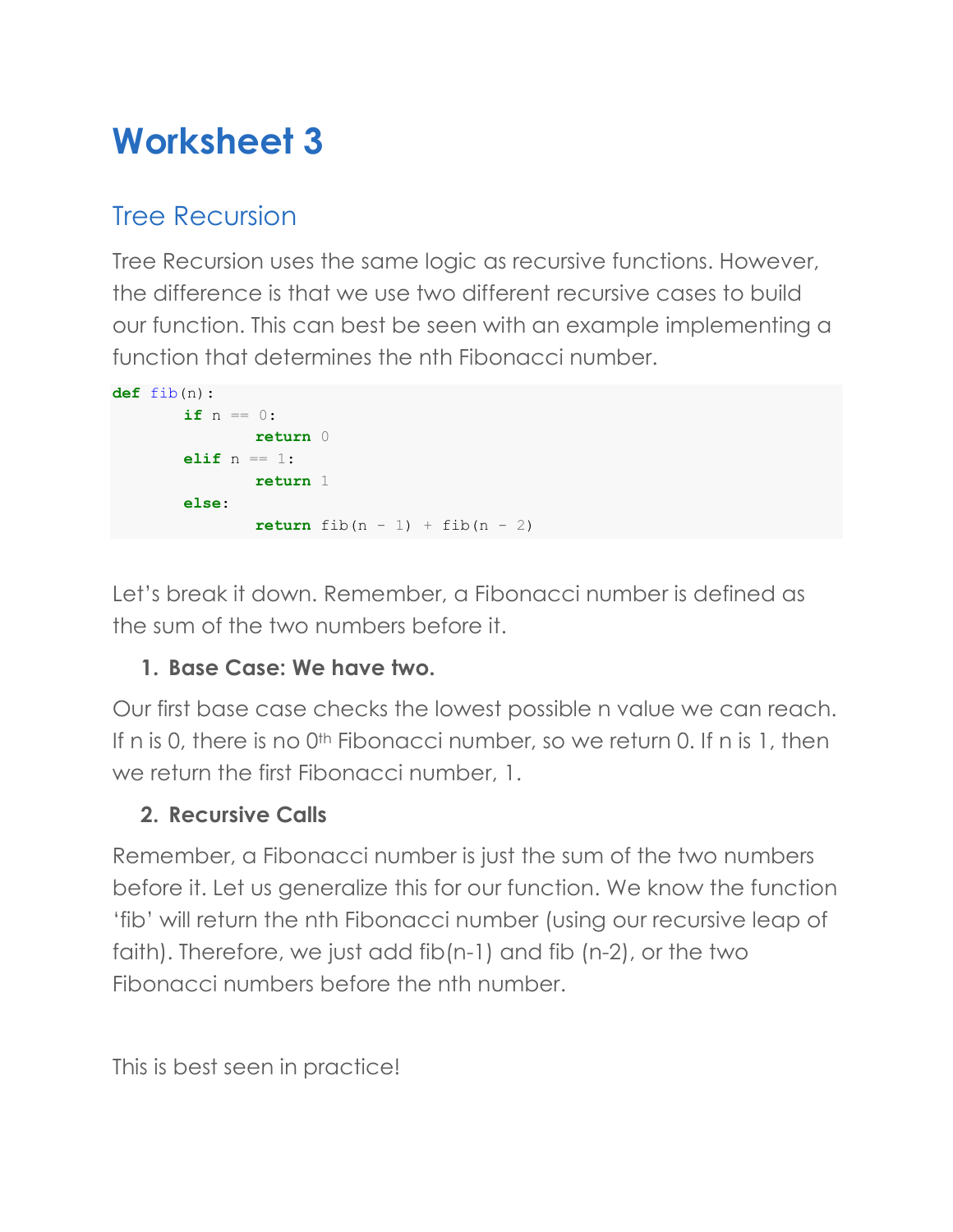# Worksheet 3

## Tree Recursion

Tree Recursion uses the same logic as recursive functions. However, the difference is that we use two different recursive cases to build our function. This can best be seen with an example implementing a function that determines the nth Fibonacci number.

```
def fib(n):
	if n == 0:
		return 0
	elif n == 1:
		return 1
	else:
		return fib(n - 1) + fib(n - 2)
```

Let's break it down. Remember, a Fibonacci number is defined as the sum of the two numbers before it.

1. **Base Case: We have two.**

Our first base case checks the lowest possible n value we can reach. If n is 0, there is no 0th Fibonacci number, so we return 0. If n is 1, then we return the first Fibonacci number, 1.

2. **Recursive Calls**

Remember, a Fibonacci number is just the sum of the two numbers before it. Let us generalize this for our function. We know the function 'fib' will return the nth Fibonacci number (using our recursive leap of faith). Therefore, we just add fib(n-1) and fib (n-2), or the two Fibonacci numbers before the nth number.

This is best seen in practice!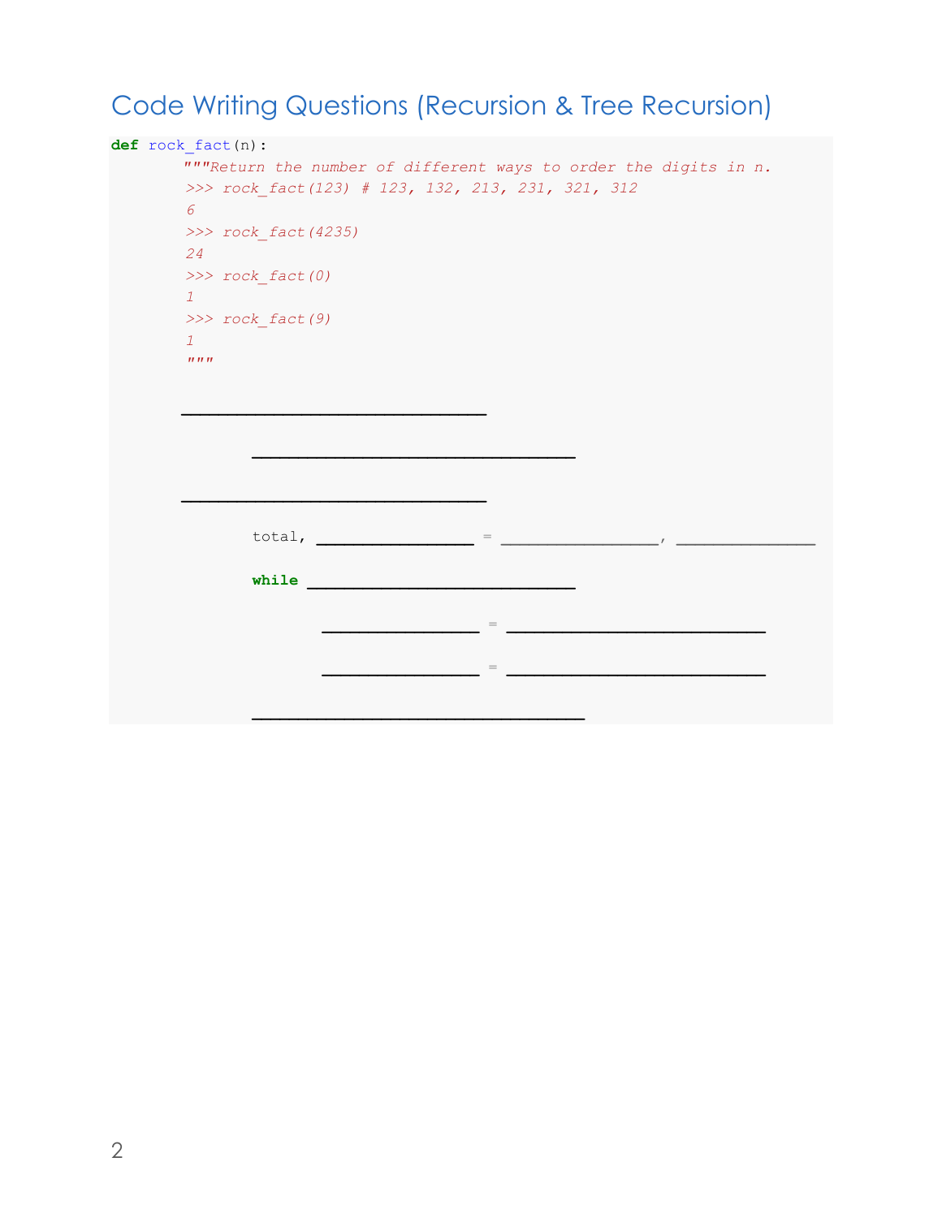## Code Writing Questions (Recursion & Tree Recursion)

```
def rock_fact(n):
    """Return the number of different ways to order the digits in n.
    >>> rock_fact(123) # 123, 132, 213, 231, 321, 312
    6
    >>> rock_fact(4235)
    24
    >>> rock_fact(0)
    1
    >>> rock_fact(9)
    1
    """

    ______________________________

        ________________________________

    ______________________________

        total, _______________ = _______________, ______________

        while ___________________________

            _______________ = __________________________

            _______________ = __________________________

        _________________________________
```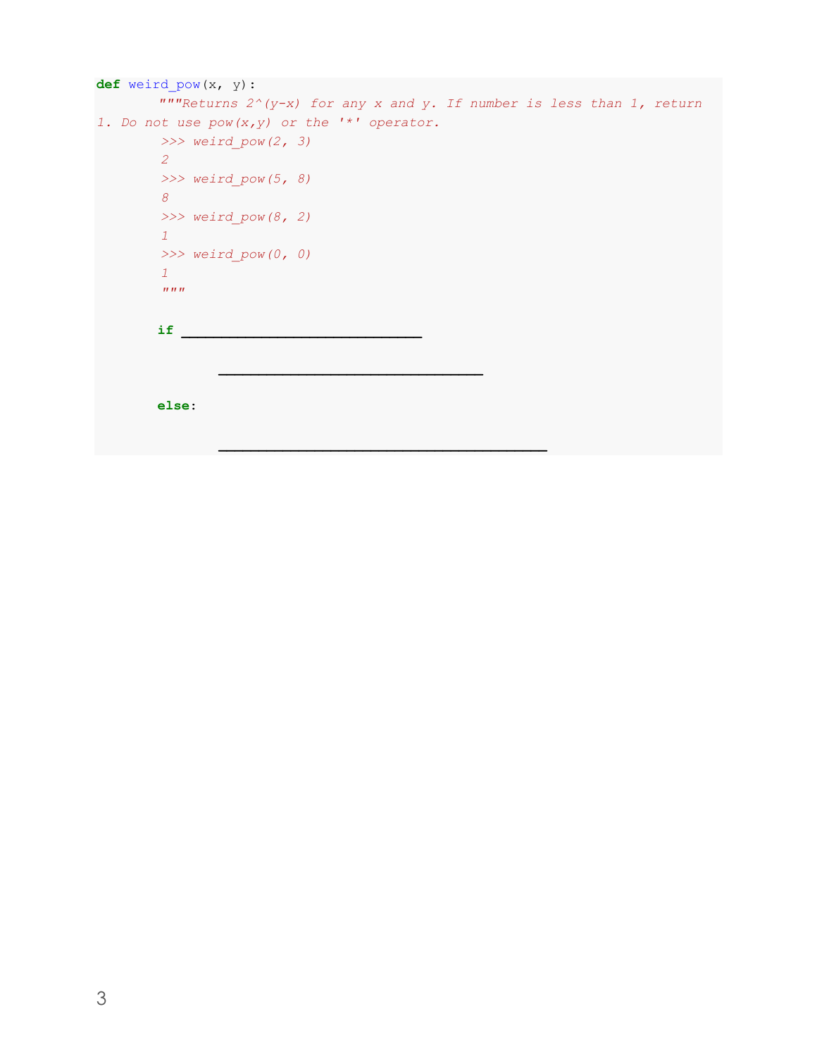```python
def weird_pow(x, y):
        """Returns 2^(y-x) for any x and y. If number is less than 1, return 1. Do not use pow(x,y) or the '*' operator.
        >>> weird_pow(2, 3)
        2
        >>> weird_pow(5, 8)
        8
        >>> weird_pow(8, 2)
        1
        >>> weird_pow(0, 0)
        1
        """

        if ______________________________

              _________________________________

        else:

              _________________________________________
```